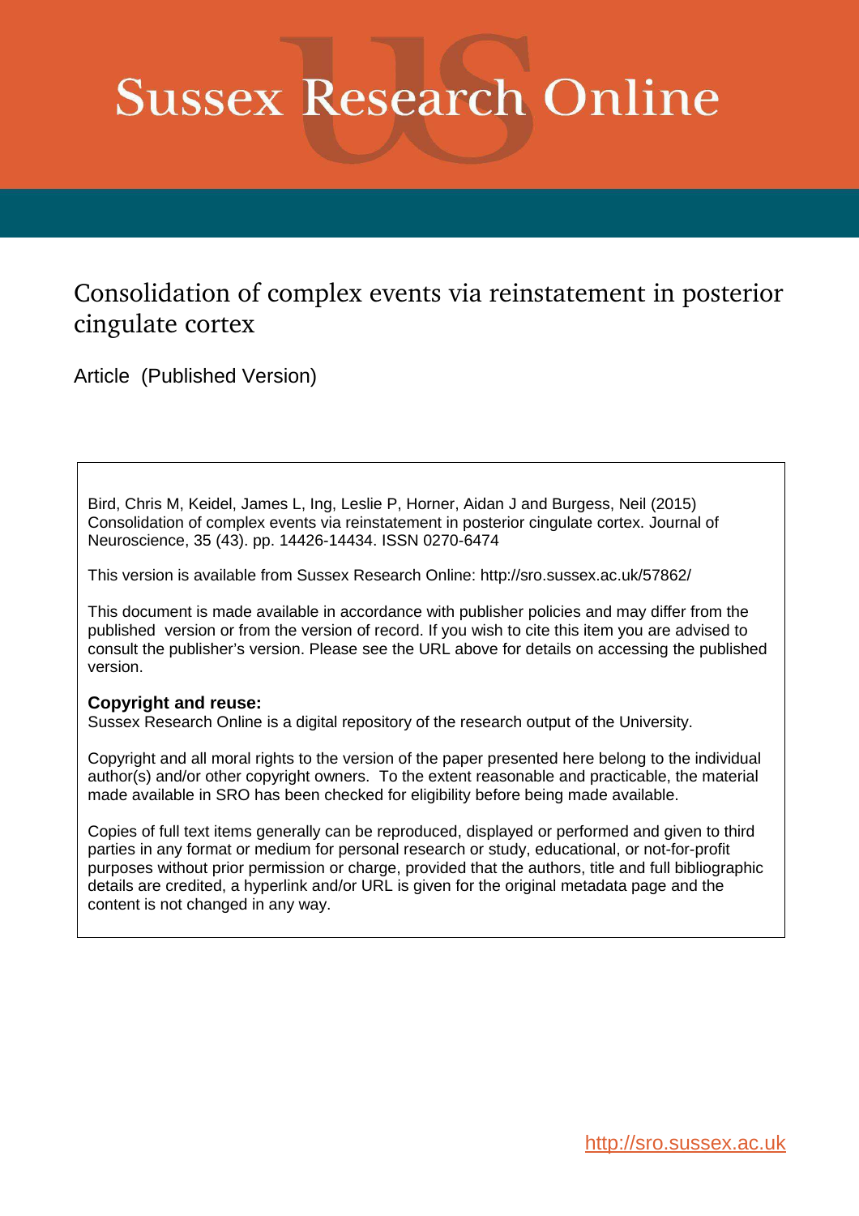# Sussex Research Online

## Consolidation of complex events via reinstatement in posterior cingulate cortex

Article (Published Version)

Bird, Chris M, Keidel, James L, Ing, Leslie P, Horner, Aidan J and Burgess, Neil (2015) Consolidation of complex events via reinstatement in posterior cingulate cortex. Journal of Neuroscience, 35 (43). pp. 14426-14434. ISSN 0270-6474

This version is available from Sussex Research Online: http://sro.sussex.ac.uk/57862/

This document is made available in accordance with publisher policies and may differ from the published version or from the version of record. If you wish to cite this item you are advised to consult the publisher's version. Please see the URL above for details on accessing the published version.

**Copyright and reuse:**
Sussex Research Online is a digital repository of the research output of the University.

Copyright and all moral rights to the version of the paper presented here belong to the individual author(s) and/or other copyright owners. To the extent reasonable and practicable, the material made available in SRO has been checked for eligibility before being made available.

Copies of full text items generally can be reproduced, displayed or performed and given to third parties in any format or medium for personal research or study, educational, or not-for-profit purposes without prior permission or charge, provided that the authors, title and full bibliographic details are credited, a hyperlink and/or URL is given for the original metadata page and the content is not changed in any way.

http://sro.sussex.ac.uk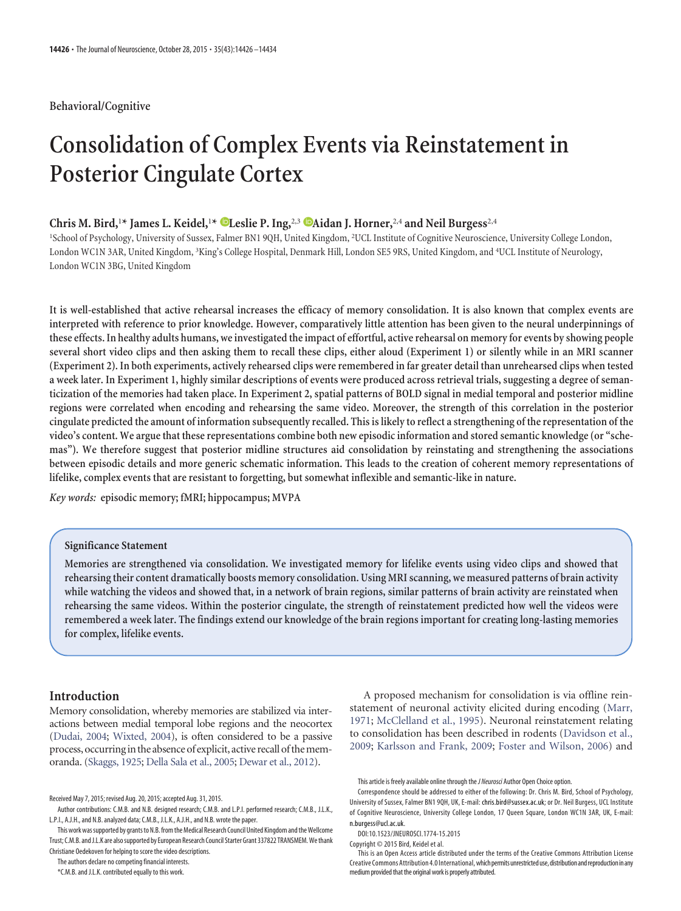Behavioral/Cognitive

# Consolidation of Complex Events via Reinstatement in Posterior Cingulate Cortex

**Chris M. Bird,[1*] James L. Keidel,[1*] Leslie P. Ing,[2,3] Aidan J. Horner,[2,4] and Neil Burgess[2,4]**

[1]School of Psychology, University of Sussex, Falmer BN1 9QH, United Kingdom, [2]UCL Institute of Cognitive Neuroscience, University College London, London WC1N 3AR, United Kingdom, [3]King's College Hospital, Denmark Hill, London SE5 9RS, United Kingdom, and [4]UCL Institute of Neurology, London WC1N 3BG, United Kingdom

**It is well-established that active rehearsal increases the efficacy of memory consolidation. It is also known that complex events are interpreted with reference to prior knowledge. However, comparatively little attention has been given to the neural underpinnings of these effects. In healthy adults humans, we investigated the impact of effortful, active rehearsal on memory for events by showing people several short video clips and then asking them to recall these clips, either aloud (Experiment 1) or silently while in an MRI scanner (Experiment 2). In both experiments, actively rehearsed clips were remembered in far greater detail than unrehearsed clips when tested a week later. In Experiment 1, highly similar descriptions of events were produced across retrieval trials, suggesting a degree of semanticization of the memories had taken place. In Experiment 2, spatial patterns of BOLD signal in medial temporal and posterior midline regions were correlated when encoding and rehearsing the same video. Moreover, the strength of this correlation in the posterior cingulate predicted the amount of information subsequently recalled. This is likely to reflect a strengthening of the representation of the video's content. We argue that these representations combine both new episodic information and stored semantic knowledge (or "schemas"). We therefore suggest that posterior midline structures aid consolidation by reinstating and strengthening the associations between episodic details and more generic schematic information. This leads to the creation of coherent memory representations of lifelike, complex events that are resistant to forgetting, but somewhat inflexible and semantic-like in nature.**

*Key words:* **episodic memory; fMRI; hippocampus; MVPA**

### Significance Statement

**Memories are strengthened via consolidation. We investigated memory for lifelike events using video clips and showed that rehearsing their content dramatically boosts memory consolidation. Using MRI scanning, we measured patterns of brain activity while watching the videos and showed that, in a network of brain regions, similar patterns of brain activity are reinstated when rehearsing the same videos. Within the posterior cingulate, the strength of reinstatement predicted how well the videos were remembered a week later. The findings extend our knowledge of the brain regions important for creating long-lasting memories for complex, lifelike events.**

## Introduction

Memory consolidation, whereby memories are stabilized via interactions between medial temporal lobe regions and the neocortex (Dudai, 2004; Wixted, 2004), is often considered to be a passive process, occurring in the absence of explicit, active recall of the memoranda. (Skaggs, 1925; Della Sala et al., 2005; Dewar et al., 2012).

A proposed mechanism for consolidation is via offline reinstatement of neuronal activity elicited during encoding (Marr, 1971; McClelland et al., 1995). Neuronal reinstatement relating to consolidation has been described in rodents (Davidson et al., 2009; Karlsson and Frank, 2009; Foster and Wilson, 2006) and

Received May 7, 2015; revised Aug. 20, 2015; accepted Aug. 31, 2015.

Author contributions: C.M.B. and N.B. designed research; C.M.B. and L.P.I. performed research; C.M.B., J.L.K., L.P.I., A.J.H., and N.B. analyzed data; C.M.B., J.L.K., A.J.H., and N.B. wrote the paper.

This work was supported by grants to N.B. from the Medical Research Council United Kingdom and the Wellcome Trust; C.M.B. and J.L.K are also supported by European Research Council Starter Grant 337822 TRANSMEM. We thank Christiane Oedekoven for helping to score the video descriptions.

The authors declare no competing financial interests.

*C.M.B. and J.L.K. contributed equally to this work.

This article is freely available online through the *J Neurosci* Author Open Choice option.

Correspondence should be addressed to either of the following: Dr. Chris M. Bird, School of Psychology, University of Sussex, Falmer BN1 9QH, UK, E-mail: chris.bird@sussex.ac.uk; or Dr. Neil Burgess, UCL Institute of Cognitive Neuroscience, University College London, 17 Queen Square, London WC1N 3AR, UK, E-mail: n.burgess@ucl.ac.uk.

DOI:10.1523/JNEUROSCI.1774-15.2015

Copyright © 2015 Bird, Keidel et al.

This is an Open Access article distributed under the terms of the Creative Commons Attribution License Creative Commons Attribution 4.0 International, which permits unrestricted use, distribution and reproduction in any medium provided that the original work is properly attributed.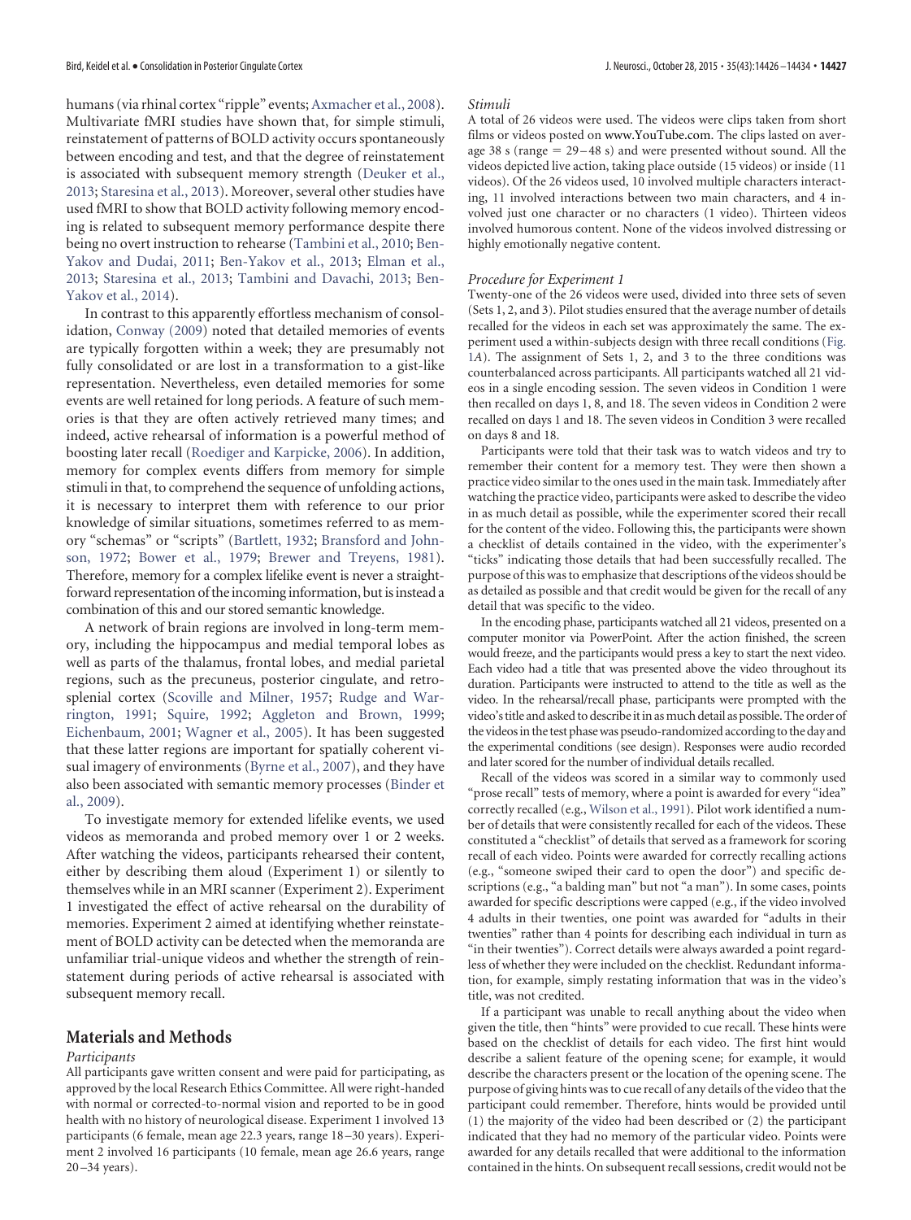humans (via rhinal cortex "ripple" events; Axmacher et al., 2008). Multivariate fMRI studies have shown that, for simple stimuli, reinstatement of patterns of BOLD activity occurs spontaneously between encoding and test, and that the degree of reinstatement is associated with subsequent memory strength (Deuker et al., 2013; Staresina et al., 2013). Moreover, several other studies have used fMRI to show that BOLD activity following memory encoding is related to subsequent memory performance despite there being no overt instruction to rehearse (Tambini et al., 2010; Ben-Yakov and Dudai, 2011; Ben-Yakov et al., 2013; Elman et al., 2013; Staresina et al., 2013; Tambini and Davachi, 2013; Ben-Yakov et al., 2014).

In contrast to this apparently effortless mechanism of consolidation, Conway (2009) noted that detailed memories of events are typically forgotten within a week; they are presumably not fully consolidated or are lost in a transformation to a gist-like representation. Nevertheless, even detailed memories for some events are well retained for long periods. A feature of such memories is that they are often actively retrieved many times; and indeed, active rehearsal of information is a powerful method of boosting later recall (Roediger and Karpicke, 2006). In addition, memory for complex events differs from memory for simple stimuli in that, to comprehend the sequence of unfolding actions, it is necessary to interpret them with reference to our prior knowledge of similar situations, sometimes referred to as memory "schemas" or "scripts" (Bartlett, 1932; Bransford and Johnson, 1972; Bower et al., 1979; Brewer and Treyens, 1981). Therefore, memory for a complex lifelike event is never a straightforward representation of the incoming information, but is instead a combination of this and our stored semantic knowledge.

A network of brain regions are involved in long-term memory, including the hippocampus and medial temporal lobes as well as parts of the thalamus, frontal lobes, and medial parietal regions, such as the precuneus, posterior cingulate, and retrosplenial cortex (Scoville and Milner, 1957; Rudge and Warrington, 1991; Squire, 1992; Aggleton and Brown, 1999; Eichenbaum, 2001; Wagner et al., 2005). It has been suggested that these latter regions are important for spatially coherent visual imagery of environments (Byrne et al., 2007), and they have also been associated with semantic memory processes (Binder et al., 2009).

To investigate memory for extended lifelike events, we used videos as memoranda and probed memory over 1 or 2 weeks. After watching the videos, participants rehearsed their content, either by describing them aloud (Experiment 1) or silently to themselves while in an MRI scanner (Experiment 2). Experiment 1 investigated the effect of active rehearsal on the durability of memories. Experiment 2 aimed at identifying whether reinstatement of BOLD activity can be detected when the memoranda are unfamiliar trial-unique videos and whether the strength of reinstatement during periods of active rehearsal is associated with subsequent memory recall.

## Materials and Methods

*Participants*

All participants gave written consent and were paid for participating, as approved by the local Research Ethics Committee. All were right-handed with normal or corrected-to-normal vision and reported to be in good health with no history of neurological disease. Experiment 1 involved 13 participants (6 female, mean age 22.3 years, range 18–30 years). Experiment 2 involved 16 participants (10 female, mean age 26.6 years, range 20–34 years).

*Stimuli*

A total of 26 videos were used. The videos were clips taken from short films or videos posted on www.YouTube.com. The clips lasted on average 38 s (range = 29–48 s) and were presented without sound. All the videos depicted live action, taking place outside (15 videos) or inside (11 videos). Of the 26 videos used, 10 involved multiple characters interacting, 11 involved interactions between two main characters, and 4 involved just one character or no characters (1 video). Thirteen videos involved humorous content. None of the videos involved distressing or highly emotionally negative content.

*Procedure for Experiment 1*

Twenty-one of the 26 videos were used, divided into three sets of seven (Sets 1, 2, and 3). Pilot studies ensured that the average number of details recalled for the videos in each set was approximately the same. The experiment used a within-subjects design with three recall conditions (Fig. 1*A*). The assignment of Sets 1, 2, and 3 to the three conditions was counterbalanced across participants. All participants watched all 21 videos in a single encoding session. The seven videos in Condition 1 were then recalled on days 1, 8, and 18. The seven videos in Condition 2 were recalled on days 1 and 18. The seven videos in Condition 3 were recalled on days 8 and 18.

Participants were told that their task was to watch videos and try to remember their content for a memory test. They were then shown a practice video similar to the ones used in the main task. Immediately after watching the practice video, participants were asked to describe the video in as much detail as possible, while the experimenter scored their recall for the content of the video. Following this, the participants were shown a checklist of details contained in the video, with the experimenter's "ticks" indicating those details that had been successfully recalled. The purpose of this was to emphasize that descriptions of the videos should be as detailed as possible and that credit would be given for the recall of any detail that was specific to the video.

In the encoding phase, participants watched all 21 videos, presented on a computer monitor via PowerPoint. After the action finished, the screen would freeze, and the participants would press a key to start the next video. Each video had a title that was presented above the video throughout its duration. Participants were instructed to attend to the title as well as the video. In the rehearsal/recall phase, participants were prompted with the video's title and asked to describe it in as much detail as possible. The order of the videos in the test phase was pseudo-randomized according to the day and the experimental conditions (see design). Responses were audio recorded and later scored for the number of individual details recalled.

Recall of the videos was scored in a similar way to commonly used "prose recall" tests of memory, where a point is awarded for every "idea" correctly recalled (e.g., Wilson et al., 1991). Pilot work identified a number of details that were consistently recalled for each of the videos. These constituted a "checklist" of details that served as a framework for scoring recall of each video. Points were awarded for correctly recalling actions (e.g., "someone swiped their card to open the door") and specific descriptions (e.g., "a balding man" but not "a man"). In some cases, points awarded for specific descriptions were capped (e.g., if the video involved 4 adults in their twenties, one point was awarded for "adults in their twenties" rather than 4 points for describing each individual in turn as "in their twenties"). Correct details were always awarded a point regardless of whether they were included on the checklist. Redundant information, for example, simply restating information that was in the video's title, was not credited.

If a participant was unable to recall anything about the video when given the title, then "hints" were provided to cue recall. These hints were based on the checklist of details for each video. The first hint would describe a salient feature of the opening scene; for example, it would describe the characters present or the location of the opening scene. The purpose of giving hints was to cue recall of any details of the video that the participant could remember. Therefore, hints would be provided until (1) the majority of the video had been described or (2) the participant indicated that they had no memory of the particular video. Points were awarded for any details recalled that were additional to the information contained in the hints. On subsequent recall sessions, credit would not be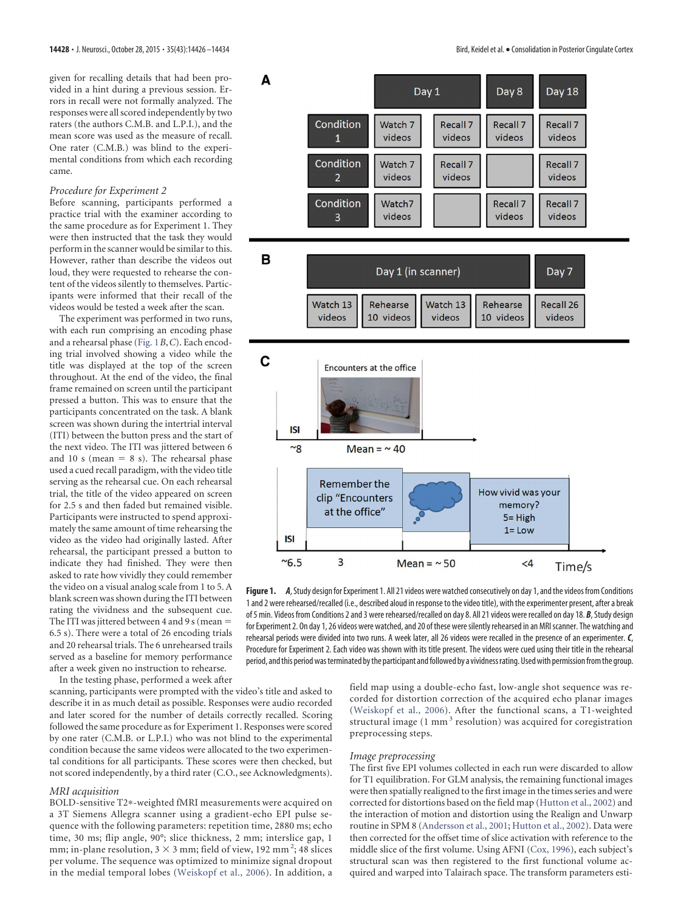given for recalling details that had been provided in a hint during a previous session. Errors in recall were not formally analyzed. The responses were all scored independently by two raters (the authors C.M.B. and L.P.I.), and the mean score was used as the measure of recall. One rater (C.M.B.) was blind to the experimental conditions from which each recording came.

*Procedure for Experiment 2*

Before scanning, participants performed a practice trial with the examiner according to the same procedure as for Experiment 1. They were then instructed that the task they would perform in the scanner would be similar to this. However, rather than describe the videos out loud, they were requested to rehearse the content of the videos silently to themselves. Participants were informed that their recall of the videos would be tested a week after the scan.

The experiment was performed in two runs, with each run comprising an encoding phase and a rehearsal phase (Fig. 1*B*,*C*). Each encoding trial involved showing a video while the title was displayed at the top of the screen throughout. At the end of the video, the final frame remained on screen until the participant pressed a button. This was to ensure that the participants concentrated on the task. A blank screen was shown during the intertrial interval (ITI) between the button press and the start of the next video. The ITI was jittered between 6 and 10 s (mean = 8 s). The rehearsal phase used a cued recall paradigm, with the video title serving as the rehearsal cue. On each rehearsal trial, the title of the video appeared on screen for 2.5 s and then faded but remained visible. Participants were instructed to spend approximately the same amount of time rehearsing the video as the video had originally lasted. After rehearsal, the participant pressed a button to indicate they had finished. They were then asked to rate how vividly they could remember the video on a visual analog scale from 1 to 5. A blank screen was shown during the ITI between rating the vividness and the subsequent cue. The ITI was jittered between 4 and 9 s (mean = 6.5 s). There were a total of 26 encoding trials and 20 rehearsal trials. The 6 unrehearsed trails served as a baseline for memory performance after a week given no instruction to rehearse.

In the testing phase, performed a week after scanning, participants were prompted with the video's title and asked to describe it in as much detail as possible. Responses were audio recorded and later scored for the number of details correctly recalled. Scoring followed the same procedure as for Experiment 1. Responses were scored by one rater (C.M.B. or L.P.I.) who was not blind to the experimental condition because the same videos were allocated to the two experimental conditions for all participants. These scores were then checked, but not scored independently, by a third rater (C.O., see Acknowledgments).

**Figure 1.** ***A***, Study design for Experiment 1. All 21 videos were watched consecutively on day 1, and the videos from Conditions 1 and 2 were rehearsed/recalled (i.e., described aloud in response to the video title), with the experimenter present, after a break of 5 min. Videos from Conditions 2 and 3 were rehearsed/recalled on day 8. All 21 videos were recalled on day 18. ***B***, Study design for Experiment 2. On day 1, 26 videos were watched, and 20 of these were silently rehearsed in an MRI scanner. The watching and rehearsal periods were divided into two runs. A week later, all 26 videos were recalled in the presence of an experimenter. ***C***, Procedure for Experiment 2. Each video was shown with its title present. The videos were cued using their title in the rehearsal period, and this period was terminated by the participant and followed by a vividness rating. Used with permission from the group.

*MRI acquisition*

BOLD-sensitive T2*-weighted fMRI measurements were acquired on a 3T Siemens Allegra scanner using a gradient-echo EPI pulse sequence with the following parameters: repetition time, 2880 ms; echo time, 30 ms; flip angle, 90°; slice thickness, 2 mm; interslice gap, 1 mm; in-plane resolution, 3 × 3 mm; field of view, 192 mm$^2$; 48 slices per volume. The sequence was optimized to minimize signal dropout in the medial temporal lobes (Weiskopf et al., 2006). In addition, a field map using a double-echo fast, low-angle shot sequence was recorded for distortion correction of the acquired echo planar images (Weiskopf et al., 2006). After the functional scans, a T1-weighted structural image (1 mm$^3$ resolution) was acquired for coregistration preprocessing steps.

*Image preprocessing*

The first five EPI volumes collected in each run were discarded to allow for T1 equilibration. For GLM analysis, the remaining functional images were then spatially realigned to the first image in the times series and were corrected for distortions based on the field map (Hutton et al., 2002) and the interaction of motion and distortion using the Realign and Unwarp routine in SPM 8 (Andersson et al., 2001; Hutton et al., 2002). Data were then corrected for the offset time of slice activation with reference to the middle slice of the first volume. Using AFNI (Cox, 1996), each subject's structural scan was then registered to the first functional volume acquired and warped into Talairach space. The transform parameters esti-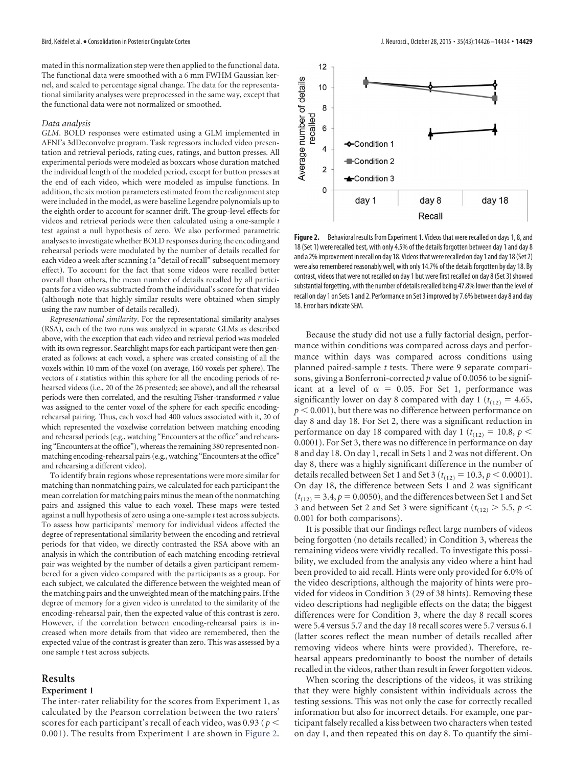mated in this normalization step were then applied to the functional data. The functional data were smoothed with a 6 mm FWHM Gaussian kernel, and scaled to percentage signal change. The data for the representational similarity analyses were preprocessed in the same way, except that the functional data were not normalized or smoothed.

*Data analysis*

*GLM*. BOLD responses were estimated using a GLM implemented in AFNI's 3dDeconvolve program. Task regressors included video presentation and retrieval periods, rating cues, ratings, and button presses. All experimental periods were modeled as boxcars whose duration matched the individual length of the modeled period, except for button presses at the end of each video, which were modeled as impulse functions. In addition, the six motion parameters estimated from the realignment step were included in the model, as were baseline Legendre polynomials up to the eighth order to account for scanner drift. The group-level effects for videos and retrieval periods were then calculated using a one-sample *t* test against a null hypothesis of zero. We also performed parametric analyses to investigate whether BOLD responses during the encoding and rehearsal periods were modulated by the number of details recalled for each video a week after scanning (a "detail of recall" subsequent memory effect). To account for the fact that some videos were recalled better overall than others, the mean number of details recalled by all participants for a video was subtracted from the individual's score for that video (although note that highly similar results were obtained when simply using the raw number of details recalled).

*Representational similarity*. For the representational similarity analyses (RSA), each of the two runs was analyzed in separate GLMs as described above, with the exception that each video and retrieval period was modeled with its own regressor. Searchlight maps for each participant were then generated as follows: at each voxel, a sphere was created consisting of all the voxels within 10 mm of the voxel (on average, 160 voxels per sphere). The vectors of *t* statistics within this sphere for all the encoding periods of rehearsed videos (i.e., 20 of the 26 presented; see above), and all the rehearsal periods were then correlated, and the resulting Fisher-transformed *r* value was assigned to the center voxel of the sphere for each specific encoding-rehearsal pairing. Thus, each voxel had 400 values associated with it, 20 of which represented the voxelwise correlation between matching encoding and rehearsal periods (e.g., watching "Encounters at the office" and rehearsing "Encounters at the office"), whereas the remaining 380 represented nonmatching encoding-rehearsal pairs (e.g., watching "Encounters at the office" and rehearsing a different video).

To identify brain regions whose representations were more similar for matching than nonmatching pairs, we calculated for each participant the mean correlation for matching pairs minus the mean of the nonmatching pairs and assigned this value to each voxel. These maps were tested against a null hypothesis of zero using a one-sample *t* test across subjects. To assess how participants' memory for individual videos affected the degree of representational similarity between the encoding and retrieval periods for that video, we directly contrasted the RSA above with an analysis in which the contribution of each matching encoding-retrieval pair was weighted by the number of details a given participant remembered for a given video compared with the participants as a group. For each subject, we calculated the difference between the weighted mean of the matching pairs and the unweighted mean of the matching pairs. If the degree of memory for a given video is unrelated to the similarity of the encoding-rehearsal pair, then the expected value of this contrast is zero. However, if the correlation between encoding-rehearsal pairs is increased when more details from that video are remembered, then the expected value of the contrast is greater than zero. This was assessed by a one sample *t* test across subjects.

## Results

### Experiment 1

The inter-rater reliability for the scores from Experiment 1, as calculated by the Pearson correlation between the two raters' scores for each participant's recall of each video, was 0.93 ($p < 0.001$). The results from Experiment 1 are shown in Figure 2.

**Figure 2.** Behavioral results from Experiment 1. Videos that were recalled on days 1, 8, and 18 (Set 1) were recalled best, with only 4.5% of the details forgotten between day 1 and day 8 and a 2% improvement in recall on day 18. Videos that were recalled on day 1 and day 18 (Set 2) were also remembered reasonably well, with only 14.7% of the details forgotten by day 18. By contrast, videos that were not recalled on day 1 but were first recalled on day 8 (Set 3) showed substantial forgetting, with the number of details recalled being 47.8% lower than the level of recall on day 1 on Sets 1 and 2. Performance on Set 3 improved by 7.6% between day 8 and day 18. Error bars indicate SEM.

Because the study did not use a fully factorial design, performance within conditions was compared across days and performance within days was compared across conditions using planned paired-sample *t* tests. There were 9 separate comparisons, giving a Bonferroni-corrected *p* value of 0.0056 to be significant at a level of $\alpha = 0.05$. For Set 1, performance was significantly lower on day 8 compared with day 1 ($t_{(12)} = 4.65$, $p < 0.001$), but there was no difference between performance on day 8 and day 18. For Set 2, there was a significant reduction in performance on day 18 compared with day 1 ($t_{(12)} = 10.8$, $p < 0.0001$). For Set 3, there was no difference in performance on day 8 and day 18. On day 1, recall in Sets 1 and 2 was not different. On day 8, there was a highly significant difference in the number of details recalled between Set 1 and Set 3 ($t_{(12)} = 10.3$, $p < 0.0001$). On day 18, the difference between Sets 1 and 2 was significant ($t_{(12)} = 3.4$, $p = 0.0050$), and the differences between Set 1 and Set 3 and between Set 2 and Set 3 were significant ($t_{(12)} > 5.5$, $p < 0.001$ for both comparisons).

It is possible that our findings reflect large numbers of videos being forgotten (no details recalled) in Condition 3, whereas the remaining videos were vividly recalled. To investigate this possibility, we excluded from the analysis any video where a hint had been provided to aid recall. Hints were only provided for 6.0% of the video descriptions, although the majority of hints were provided for videos in Condition 3 (29 of 38 hints). Removing these video descriptions had negligible effects on the data; the biggest differences were for Condition 3, where the day 8 recall scores were 5.4 versus 5.7 and the day 18 recall scores were 5.7 versus 6.1 (latter scores reflect the mean number of details recalled after removing videos where hints were provided). Therefore, rehearsal appears predominantly to boost the number of details recalled in the videos, rather than result in fewer forgotten videos.

When scoring the descriptions of the videos, it was striking that they were highly consistent within individuals across the testing sessions. This was not only the case for correctly recalled information but also for incorrect details. For example, one participant falsely recalled a kiss between two characters when tested on day 1, and then repeated this on day 8. To quantify the simi-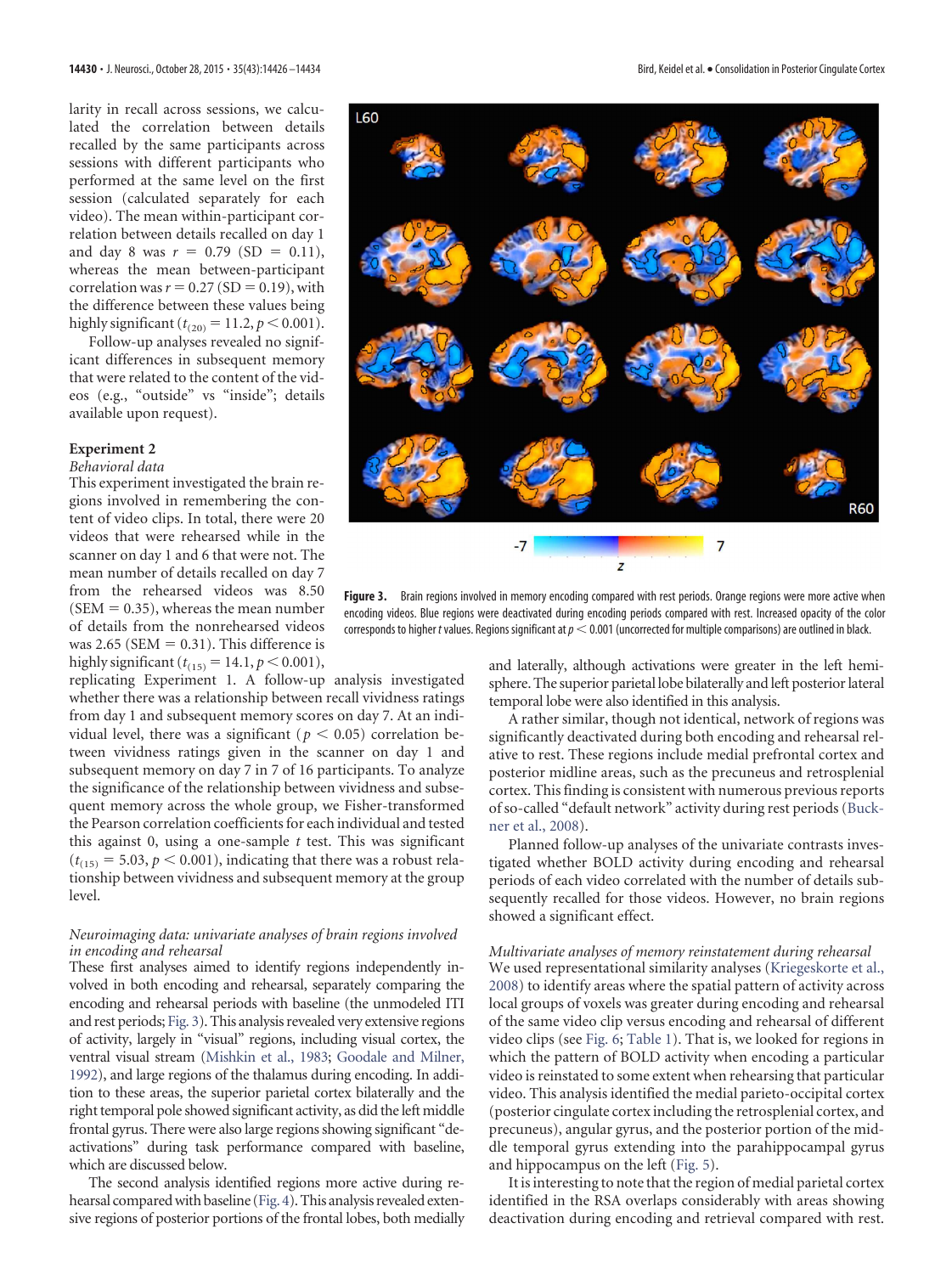larity in recall across sessions, we calculated the correlation between details recalled by the same participants across sessions with different participants who performed at the same level on the first session (calculated separately for each video). The mean within-participant correlation between details recalled on day 1 and day 8 was $r = 0.79$ (SD = 0.11), whereas the mean between-participant correlation was $r = 0.27$ (SD = 0.19), with the difference between these values being highly significant ($t_{(20)} = 11.2, p < 0.001$).

Follow-up analyses revealed no significant differences in subsequent memory that were related to the content of the videos (e.g., "outside" vs "inside"; details available upon request).

### Experiment 2

*Behavioral data*

This experiment investigated the brain regions involved in remembering the content of video clips. In total, there were 20 videos that were rehearsed while in the scanner on day 1 and 6 that were not. The mean number of details recalled on day 7 from the rehearsed videos was 8.50 (SEM = 0.35), whereas the mean number of details from the nonrehearsed videos was 2.65 (SEM = 0.31). This difference is highly significant ($t_{(15)} = 14.1, p < 0.001$), replicating Experiment 1. A follow-up analysis investigated whether there was a relationship between recall vividness ratings from day 1 and subsequent memory scores on day 7. At an individual level, there was a significant ($p < 0.05$) correlation between vividness ratings given in the scanner on day 1 and subsequent memory on day 7 in 7 of 16 participants. To analyze the significance of the relationship between vividness and subsequent memory across the whole group, we Fisher-transformed the Pearson correlation coefficients for each individual and tested this against 0, using a one-sample $t$ test. This was significant ($t_{(15)} = 5.03, p < 0.001$), indicating that there was a robust relationship between vividness and subsequent memory at the group level.

*Neuroimaging data: univariate analyses of brain regions involved in encoding and rehearsal*

These first analyses aimed to identify regions independently involved in both encoding and rehearsal, separately comparing the encoding and rehearsal periods with baseline (the unmodeled ITI and rest periods; Fig. 3). This analysis revealed very extensive regions of activity, largely in "visual" regions, including visual cortex, the ventral visual stream (Mishkin et al., 1983; Goodale and Milner, 1992), and large regions of the thalamus during encoding. In addition to these areas, the superior parietal cortex bilaterally and the right temporal pole showed significant activity, as did the left middle frontal gyrus. There were also large regions showing significant "deactivations" during task performance compared with baseline, which are discussed below.

The second analysis identified regions more active during rehearsal compared with baseline (Fig. 4). This analysis revealed extensive regions of posterior portions of the frontal lobes, both medially and laterally, although activations were greater in the left hemisphere. The superior parietal lobe bilaterally and left posterior lateral temporal lobe were also identified in this analysis.

A rather similar, though not identical, network of regions was significantly deactivated during both encoding and rehearsal relative to rest. These regions include medial prefrontal cortex and posterior midline areas, such as the precuneus and retrosplenial cortex. This finding is consistent with numerous previous reports of so-called "default network" activity during rest periods (Buckner et al., 2008).

Planned follow-up analyses of the univariate contrasts investigated whether BOLD activity during encoding and rehearsal periods of each video correlated with the number of details subsequently recalled for those videos. However, no brain regions showed a significant effect.

*Multivariate analyses of memory reinstatement during rehearsal*

We used representational similarity analyses (Kriegeskorte et al., 2008) to identify areas where the spatial pattern of activity across local groups of voxels was greater during encoding and rehearsal of the same video clip versus encoding and rehearsal of different video clips (see Fig. 6; Table 1). That is, we looked for regions in which the pattern of BOLD activity when encoding a particular video is reinstated to some extent when rehearsing that particular video. This analysis identified the medial parieto-occipital cortex (posterior cingulate cortex including the retrosplenial cortex, and precuneus), angular gyrus, and the posterior portion of the middle temporal gyrus extending into the parahippocampal gyrus and hippocampus on the left (Fig. 5).

It is interesting to note that the region of medial parietal cortex identified in the RSA overlaps considerably with areas showing deactivation during encoding and retrieval compared with rest.

**Figure 3.** Brain regions involved in memory encoding compared with rest periods. Orange regions were more active when encoding videos. Blue regions were deactivated during encoding periods compared with rest. Increased opacity of the color corresponds to higher $t$ values. Regions significant at $p < 0.001$ (uncorrected for multiple comparisons) are outlined in black.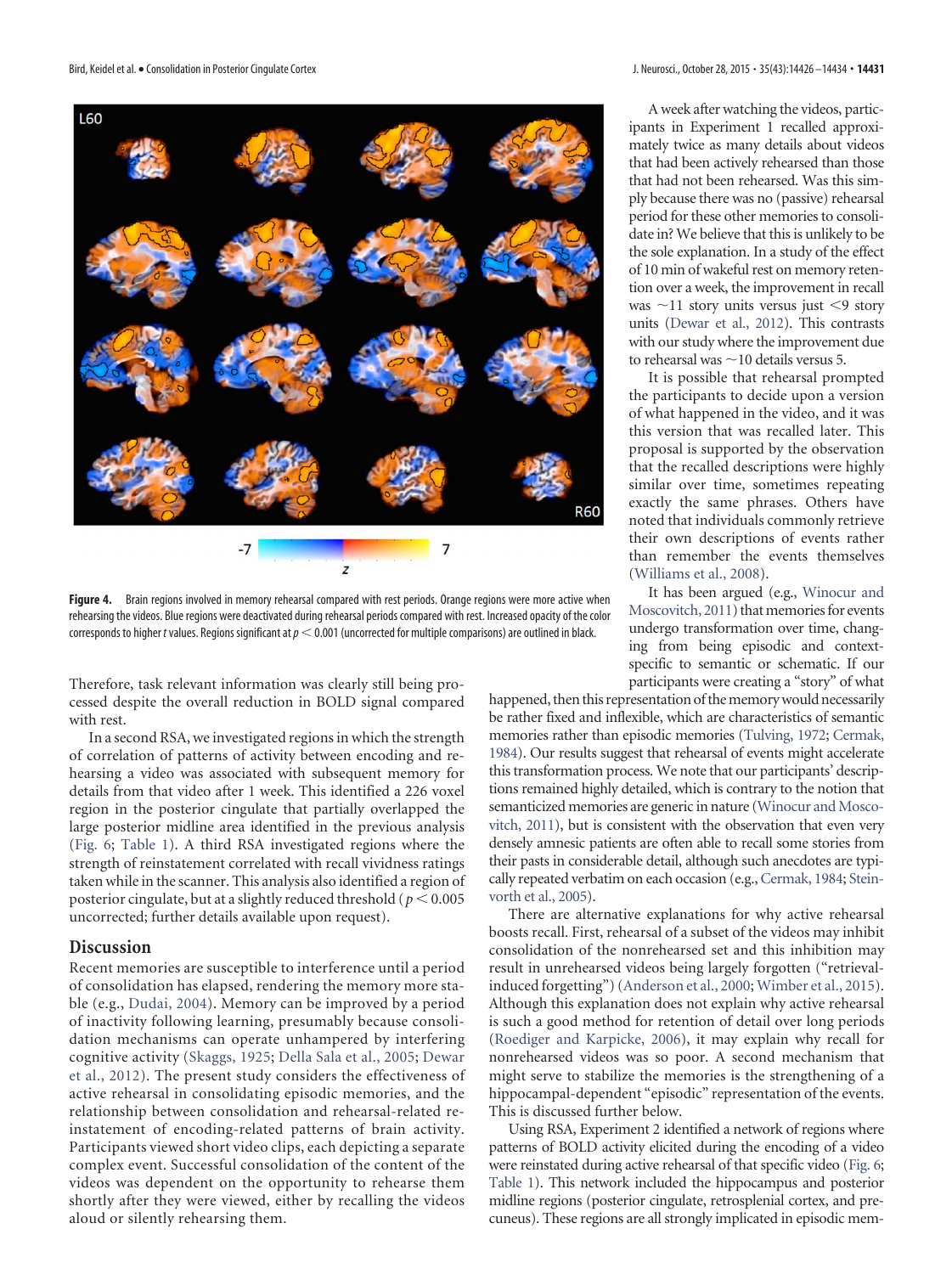Figure 4. Brain regions involved in memory rehearsal compared with rest periods. Orange regions were more active when rehearsing the videos. Blue regions were deactivated during rehearsal periods compared with rest. Increased opacity of the color corresponds to higher *t* values. Regions significant at $p < 0.001$ (uncorrected for multiple comparisons) are outlined in black.

Therefore, task relevant information was clearly still being processed despite the overall reduction in BOLD signal compared with rest.

In a second RSA, we investigated regions in which the strength of correlation of patterns of activity between encoding and rehearsing a video was associated with subsequent memory for details from that video after 1 week. This identified a 226 voxel region in the posterior cingulate that partially overlapped the large posterior midline area identified in the previous analysis (Fig. 6; Table 1). A third RSA investigated regions where the strength of reinstatement correlated with recall vividness ratings taken while in the scanner. This analysis also identified a region of posterior cingulate, but at a slightly reduced threshold ($p < 0.005$ uncorrected; further details available upon request).

## Discussion

Recent memories are susceptible to interference until a period of consolidation has elapsed, rendering the memory more stable (e.g., Dudai, 2004). Memory can be improved by a period of inactivity following learning, presumably because consolidation mechanisms can operate unhampered by interfering cognitive activity (Skaggs, 1925; Della Sala et al., 2005; Dewar et al., 2012). The present study considers the effectiveness of active rehearsal in consolidating episodic memories, and the relationship between consolidation and rehearsal-related reinstatement of encoding-related patterns of brain activity. Participants viewed short video clips, each depicting a separate complex event. Successful consolidation of the content of the videos was dependent on the opportunity to rehearse them shortly after they were viewed, either by recalling the videos aloud or silently rehearsing them.

A week after watching the videos, participants in Experiment 1 recalled approximately twice as many details about videos that had been actively rehearsed than those that had not been rehearsed. Was this simply because there was no (passive) rehearsal period for these other memories to consolidate in? We believe that this is unlikely to be the sole explanation. In a study of the effect of 10 min of wakeful rest on memory retention over a week, the improvement in recall was ~11 story units versus just <9 story units (Dewar et al., 2012). This contrasts with our study where the improvement due to rehearsal was ~10 details versus 5.

It is possible that rehearsal prompted the participants to decide upon a version of what happened in the video, and it was this version that was recalled later. This proposal is supported by the observation that the recalled descriptions were highly similar over time, sometimes repeating exactly the same phrases. Others have noted that individuals commonly retrieve their own descriptions of events rather than remember the events themselves (Williams et al., 2008).

It has been argued (e.g., Winocur and Moscovitch, 2011) that memories for events undergo transformation over time, changing from being episodic and context-specific to semantic or schematic. If our participants were creating a "story" of what happened, then this representation of the memory would necessarily be rather fixed and inflexible, which are characteristics of semantic memories rather than episodic memories (Tulving, 1972; Cermak, 1984). Our results suggest that rehearsal of events might accelerate this transformation process. We note that our participants' descriptions remained highly detailed, which is contrary to the notion that semanticized memories are generic in nature (Winocur and Moscovitch, 2011), but is consistent with the observation that even very densely amnesic patients are often able to recall some stories from their pasts in considerable detail, although such anecdotes are typically repeated verbatim on each occasion (e.g., Cermak, 1984; Steinvorth et al., 2005).

There are alternative explanations for why active rehearsal boosts recall. First, rehearsal of a subset of the videos may inhibit consolidation of the nonrehearsed set and this inhibition may result in unrehearsed videos being largely forgotten ("retrieval-induced forgetting") (Anderson et al., 2000; Wimber et al., 2015). Although this explanation does not explain why active rehearsal is such a good method for retention of detail over long periods (Roediger and Karpicke, 2006), it may explain why recall for nonrehearsed videos was so poor. A second mechanism that might serve to stabilize the memories is the strengthening of a hippocampal-dependent "episodic" representation of the events. This is discussed further below.

Using RSA, Experiment 2 identified a network of regions where patterns of BOLD activity elicited during the encoding of a video were reinstated during active rehearsal of that specific video (Fig. 6; Table 1). This network included the hippocampus and posterior midline regions (posterior cingulate, retrosplenial cortex, and precuneus). These regions are all strongly implicated in episodic mem-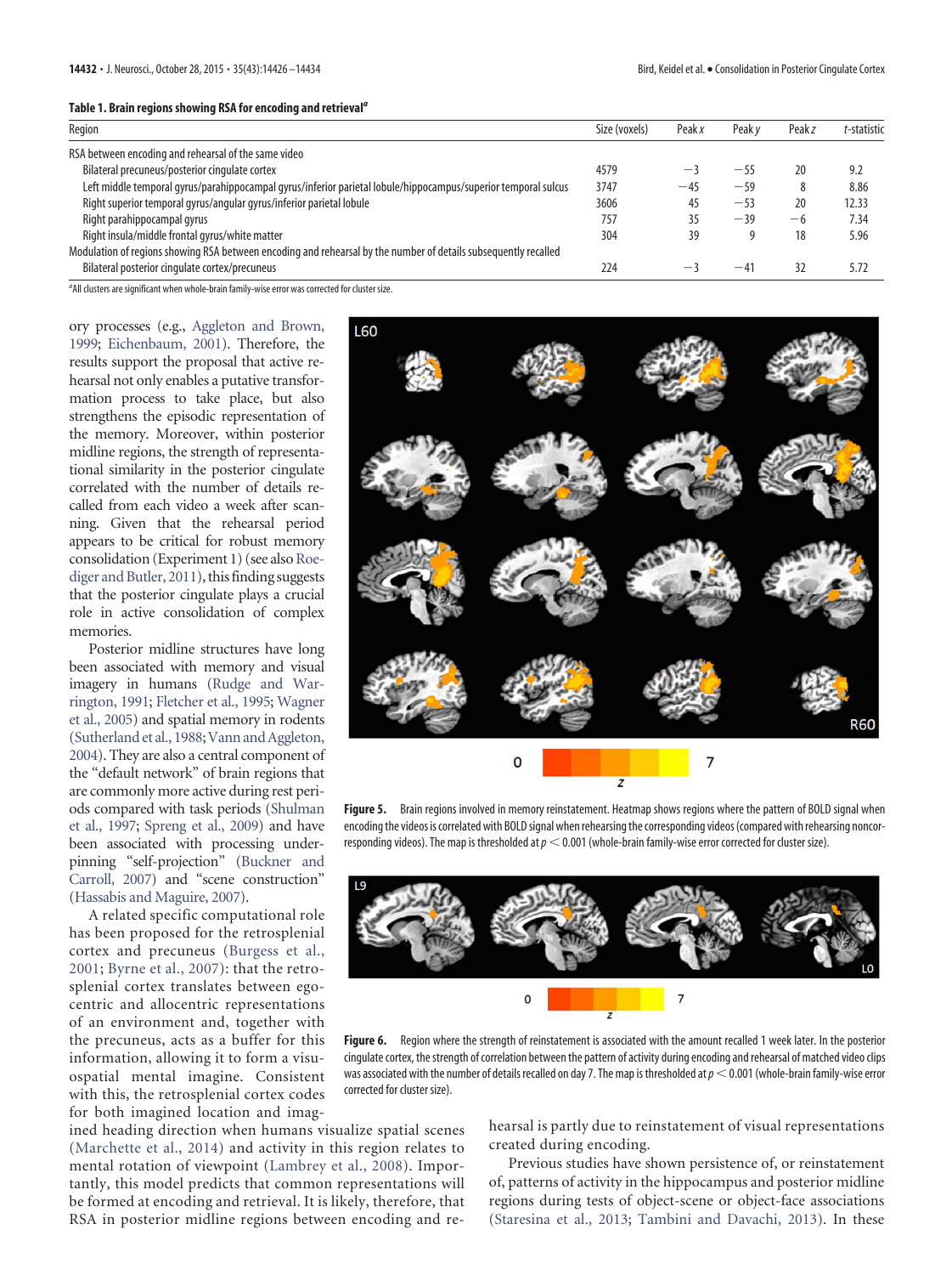**Table 1. Brain regions showing RSA for encoding and retrieval[a]**

| Region | Size (voxels) | Peak x | Peak y | Peak z | t-statistic |
|---|---|---|---|---|---|
| RSA between encoding and rehearsal of the same video | | | | | |
| Bilateral precuneus/posterior cingulate cortex | 4579 | −3 | −55 | 20 | 9.2 |
| Left middle temporal gyrus/parahippocampal gyrus/inferior parietal lobule/hippocampus/superior temporal sulcus | 3747 | −45 | −59 | 8 | 8.86 |
| Right superior temporal gyrus/angular gyrus/inferior parietal lobule | 3606 | 45 | −53 | 20 | 12.33 |
| Right parahippocampal gyrus | 757 | 35 | −39 | −6 | 7.34 |
| Right insula/middle frontal gyrus/white matter | 304 | 39 | 9 | 18 | 5.96 |
| Modulation of regions showing RSA between encoding and rehearsal by the number of details subsequently recalled | | | | | |
| Bilateral posterior cingulate cortex/precuneus | 224 | −3 | −41 | 32 | 5.72 |

[a]All clusters are significant when whole-brain family-wise error was corrected for cluster size.

ory processes (e.g., Aggleton and Brown, 1999; Eichenbaum, 2001). Therefore, the results support the proposal that active rehearsal not only enables a putative transformation process to take place, but also strengthens the episodic representation of the memory. Moreover, within posterior midline regions, the strength of representational similarity in the posterior cingulate correlated with the number of details recalled from each video a week after scanning. Given that the rehearsal period appears to be critical for robust memory consolidation (Experiment 1) (see also Roediger and Butler, 2011), this finding suggests that the posterior cingulate plays a crucial role in active consolidation of complex memories.

Posterior midline structures have long been associated with memory and visual imagery in humans (Rudge and Warrington, 1991; Fletcher et al., 1995; Wagner et al., 2005) and spatial memory in rodents (Sutherland et al., 1988; Vann and Aggleton, 2004). They are also a central component of the "default network" of brain regions that are commonly more active during rest periods compared with task periods (Shulman et al., 1997; Spreng et al., 2009) and have been associated with processing underpinning "self-projection" (Buckner and Carroll, 2007) and "scene construction" (Hassabis and Maguire, 2007).

A related specific computational role has been proposed for the retrosplenial cortex and precuneus (Burgess et al., 2001; Byrne et al., 2007): that the retrosplenial cortex translates between egocentric and allocentric representations of an environment and, together with the precuneus, acts as a buffer for this information, allowing it to form a visuospatial mental imagine. Consistent with this, the retrosplenial cortex codes for both imagined location and imagined heading direction when humans visualize spatial scenes (Marchette et al., 2014) and activity in this region relates to mental rotation of viewpoint (Lambrey et al., 2008). Importantly, this model predicts that common representations will be formed at encoding and retrieval. It is likely, therefore, that RSA in posterior midline regions between encoding and rehearsal is partly due to reinstatement of visual representations created during encoding.

**Figure 5.** Brain regions involved in memory reinstatement. Heatmap shows regions where the pattern of BOLD signal when encoding the videos is correlated with BOLD signal when rehearsing the corresponding videos (compared with rehearsing noncorresponding videos). The map is thresholded at $p < 0.001$ (whole-brain family-wise error corrected for cluster size).

**Figure 6.** Region where the strength of reinstatement is associated with the amount recalled 1 week later. In the posterior cingulate cortex, the strength of correlation between the pattern of activity during encoding and rehearsal of matched video clips was associated with the number of details recalled on day 7. The map is thresholded at $p < 0.001$ (whole-brain family-wise error corrected for cluster size).

Previous studies have shown persistence of, or reinstatement of, patterns of activity in the hippocampus and posterior midline regions during tests of object-scene or object-face associations (Staresina et al., 2013; Tambini and Davachi, 2013). In these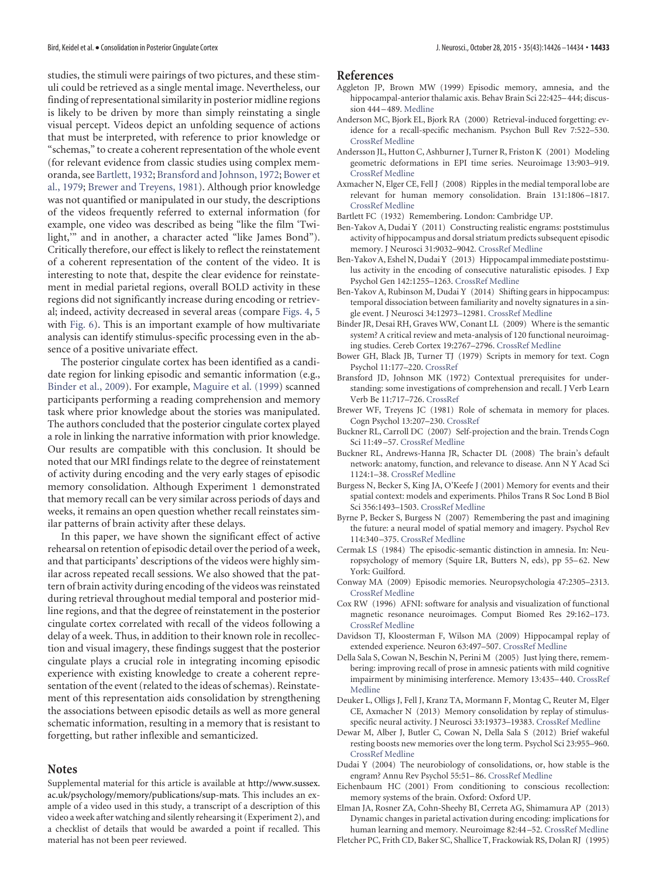studies, the stimuli were pairings of two pictures, and these stimuli could be retrieved as a single mental image. Nevertheless, our finding of representational similarity in posterior midline regions is likely to be driven by more than simply reinstating a single visual percept. Videos depict an unfolding sequence of actions that must be interpreted, with reference to prior knowledge or "schemas," to create a coherent representation of the whole event (for relevant evidence from classic studies using complex memoranda, see Bartlett, 1932; Bransford and Johnson, 1972; Bower et al., 1979; Brewer and Treyens, 1981). Although prior knowledge was not quantified or manipulated in our study, the descriptions of the videos frequently referred to external information (for example, one video was described as being "like the film 'Twilight,'" and in another, a character acted "like James Bond"). Critically therefore, our effect is likely to reflect the reinstatement of a coherent representation of the content of the video. It is interesting to note that, despite the clear evidence for reinstatement in medial parietal regions, overall BOLD activity in these regions did not significantly increase during encoding or retrieval; indeed, activity decreased in several areas (compare Figs. 4, 5 with Fig. 6). This is an important example of how multivariate analysis can identify stimulus-specific processing even in the absence of a positive univariate effect.

The posterior cingulate cortex has been identified as a candidate region for linking episodic and semantic information (e.g., Binder et al., 2009). For example, Maguire et al. (1999) scanned participants performing a reading comprehension and memory task where prior knowledge about the stories was manipulated. The authors concluded that the posterior cingulate cortex played a role in linking the narrative information with prior knowledge. Our results are compatible with this conclusion. It should be noted that our MRI findings relate to the degree of reinstatement of activity during encoding and the very early stages of episodic memory consolidation. Although Experiment 1 demonstrated that memory recall can be very similar across periods of days and weeks, it remains an open question whether recall reinstates similar patterns of brain activity after these delays.

In this paper, we have shown the significant effect of active rehearsal on retention of episodic detail over the period of a week, and that participants' descriptions of the videos were highly similar across repeated recall sessions. We also showed that the pattern of brain activity during encoding of the videos was reinstated during retrieval throughout medial temporal and posterior midline regions, and that the degree of reinstatement in the posterior cingulate cortex correlated with recall of the videos following a delay of a week. Thus, in addition to their known role in recollection and visual imagery, these findings suggest that the posterior cingulate plays a crucial role in integrating incoming episodic experience with existing knowledge to create a coherent representation of the event (related to the ideas of schemas). Reinstatement of this representation aids consolidation by strengthening the associations between episodic details as well as more general schematic information, resulting in a memory that is resistant to forgetting, but rather inflexible and semanticized.

## Notes

Supplemental material for this article is available at http://www.sussex.ac.uk/psychology/memory/publications/sup-mats. This includes an example of a video used in this study, a transcript of a description of this video a week after watching and silently rehearsing it (Experiment 2), and a checklist of details that would be awarded a point if recalled. This material has not been peer reviewed.

## References

Aggleton JP, Brown MW (1999) Episodic memory, amnesia, and the hippocampal-anterior thalamic axis. Behav Brain Sci 22:425–444; discussion 444–489. Medline

Anderson MC, Bjork EL, Bjork RA (2000) Retrieval-induced forgetting: evidence for a recall-specific mechanism. Psychon Bull Rev 7:522–530. CrossRef Medline

Andersson JL, Hutton C, Ashburner J, Turner R, Friston K (2001) Modeling geometric deformations in EPI time series. Neuroimage 13:903–919. CrossRef Medline

Axmacher N, Elger CE, Fell J (2008) Ripples in the medial temporal lobe are relevant for human memory consolidation. Brain 131:1806–1817. CrossRef Medline

Bartlett FC (1932) Remembering. London: Cambridge UP.

Ben-Yakov A, Dudai Y (2011) Constructing realistic engrams: poststimulus activity of hippocampus and dorsal striatum predicts subsequent episodic memory. J Neurosci 31:9032–9042. CrossRef Medline

Ben-Yakov A, Eshel N, Dudai Y (2013) Hippocampal immediate poststimulus activity in the encoding of consecutive naturalistic episodes. J Exp Psychol Gen 142:1255–1263. CrossRef Medline

Ben-Yakov A, Rubinson M, Dudai Y (2014) Shifting gears in hippocampus: temporal dissociation between familiarity and novelty signatures in a single event. J Neurosci 34:12973–12981. CrossRef Medline

Binder JR, Desai RH, Graves WW, Conant LL (2009) Where is the semantic system? A critical review and meta-analysis of 120 functional neuroimaging studies. Cereb Cortex 19:2767–2796. CrossRef Medline

Bower GH, Black JB, Turner TJ (1979) Scripts in memory for text. Cogn Psychol 11:177–220. CrossRef

Bransford JD, Johnson MK (1972) Contextual prerequisites for understanding: some investigations of comprehension and recall. J Verb Learn Verb Be 11:717–726. CrossRef

Brewer WF, Treyens JC (1981) Role of schemata in memory for places. Cogn Psychol 13:207–230. CrossRef

Buckner RL, Carroll DC (2007) Self-projection and the brain. Trends Cogn Sci 11:49–57. CrossRef Medline

Buckner RL, Andrews-Hanna JR, Schacter DL (2008) The brain's default network: anatomy, function, and relevance to disease. Ann N Y Acad Sci 1124:1–38. CrossRef Medline

Burgess N, Becker S, King JA, O'Keefe J (2001) Memory for events and their spatial context: models and experiments. Philos Trans R Soc Lond B Biol Sci 356:1493–1503. CrossRef Medline

Byrne P, Becker S, Burgess N (2007) Remembering the past and imagining the future: a neural model of spatial memory and imagery. Psychol Rev 114:340–375. CrossRef Medline

Cermak LS (1984) The episodic-semantic distinction in amnesia. In: Neuropsychology of memory (Squire LR, Butters N, eds), pp 55–62. New York: Guilford.

Conway MA (2009) Episodic memories. Neuropsychologia 47:2305–2313. CrossRef Medline

Cox RW (1996) AFNI: software for analysis and visualization of functional magnetic resonance neuroimages. Comput Biomed Res 29:162–173. CrossRef Medline

Davidson TJ, Kloosterman F, Wilson MA (2009) Hippocampal replay of extended experience. Neuron 63:497–507. CrossRef Medline

Della Sala S, Cowan N, Beschin N, Perini M (2005) Just lying there, remembering: improving recall of prose in amnesic patients with mild cognitive impairment by minimising interference. Memory 13:435–440. CrossRef Medline

Deuker L, Olligs J, Fell J, Kranz TA, Mormann F, Montag C, Reuter M, Elger CE, Axmacher N (2013) Memory consolidation by replay of stimulus-specific neural activity. J Neurosci 33:19373–19383. CrossRef Medline

Dewar M, Alber J, Butler C, Cowan N, Della Sala S (2012) Brief wakeful resting boosts new memories over the long term. Psychol Sci 23:955–960. CrossRef Medline

Dudai Y (2004) The neurobiology of consolidations, or, how stable is the engram? Annu Rev Psychol 55:51–86. CrossRef Medline

Eichenbaum HC (2001) From conditioning to conscious recollection: memory systems of the brain. Oxford: Oxford UP.

Elman JA, Rosner ZA, Cohn-Sheehy BI, Cerreta AG, Shimamura AP (2013) Dynamic changes in parietal activation during encoding: implications for human learning and memory. Neuroimage 82:44–52. CrossRef Medline

Fletcher PC, Frith CD, Baker SC, Shallice T, Frackowiak RS, Dolan RJ (1995)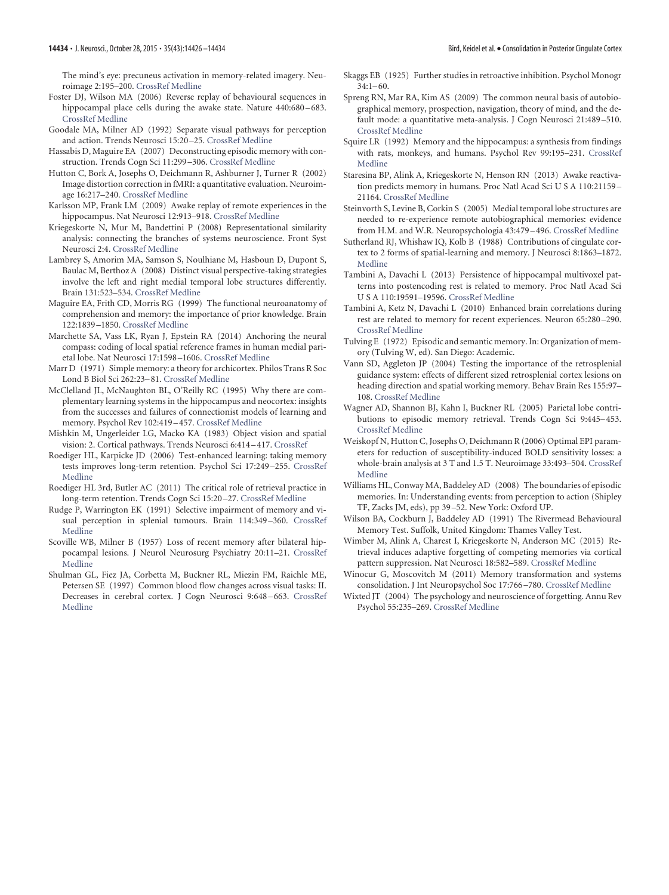The mind's eye: precuneus activation in memory-related imagery. Neuroimage 2:195–200. CrossRef Medline

Foster DJ, Wilson MA (2006) Reverse replay of behavioural sequences in hippocampal place cells during the awake state. Nature 440:680–683. CrossRef Medline

Goodale MA, Milner AD (1992) Separate visual pathways for perception and action. Trends Neurosci 15:20–25. CrossRef Medline

Hassabis D, Maguire EA (2007) Deconstructing episodic memory with construction. Trends Cogn Sci 11:299–306. CrossRef Medline

Hutton C, Bork A, Josephs O, Deichmann R, Ashburner J, Turner R (2002) Image distortion correction in fMRI: a quantitative evaluation. Neuroimage 16:217–240. CrossRef Medline

Karlsson MP, Frank LM (2009) Awake replay of remote experiences in the hippocampus. Nat Neurosci 12:913–918. CrossRef Medline

Kriegeskorte N, Mur M, Bandettini P (2008) Representational similarity analysis: connecting the branches of systems neuroscience. Front Syst Neurosci 2:4. CrossRef Medline

Lambrey S, Amorim MA, Samson S, Noulhiane M, Hasboun D, Dupont S, Baulac M, Berthoz A (2008) Distinct visual perspective-taking strategies involve the left and right medial temporal lobe structures differently. Brain 131:523–534. CrossRef Medline

Maguire EA, Frith CD, Morris RG (1999) The functional neuroanatomy of comprehension and memory: the importance of prior knowledge. Brain 122:1839–1850. CrossRef Medline

Marchette SA, Vass LK, Ryan J, Epstein RA (2014) Anchoring the neural compass: coding of local spatial reference frames in human medial parietal lobe. Nat Neurosci 17:1598–1606. CrossRef Medline

Marr D (1971) Simple memory: a theory for archicortex. Philos Trans R Soc Lond B Biol Sci 262:23–81. CrossRef Medline

McClelland JL, McNaughton BL, O'Reilly RC (1995) Why there are complementary learning systems in the hippocampus and neocortex: insights from the successes and failures of connectionist models of learning and memory. Psychol Rev 102:419–457. CrossRef Medline

Mishkin M, Ungerleider LG, Macko KA (1983) Object vision and spatial vision: 2. Cortical pathways. Trends Neurosci 6:414–417. CrossRef

Roediger HL, Karpicke JD (2006) Test-enhanced learning: taking memory tests improves long-term retention. Psychol Sci 17:249–255. CrossRef Medline

Roediger HL 3rd, Butler AC (2011) The critical role of retrieval practice in long-term retention. Trends Cogn Sci 15:20–27. CrossRef Medline

Rudge P, Warrington EK (1991) Selective impairment of memory and visual perception in splenial tumours. Brain 114:349–360. CrossRef Medline

Scoville WB, Milner B (1957) Loss of recent memory after bilateral hippocampal lesions. J Neurol Neurosurg Psychiatry 20:11–21. CrossRef Medline

Shulman GL, Fiez JA, Corbetta M, Buckner RL, Miezin FM, Raichle ME, Petersen SE (1997) Common blood flow changes across visual tasks: II. Decreases in cerebral cortex. J Cogn Neurosci 9:648–663. CrossRef Medline

Skaggs EB (1925) Further studies in retroactive inhibition. Psychol Monogr 34:1–60.

Spreng RN, Mar RA, Kim AS (2009) The common neural basis of autobiographical memory, prospection, navigation, theory of mind, and the default mode: a quantitative meta-analysis. J Cogn Neurosci 21:489–510. CrossRef Medline

Squire LR (1992) Memory and the hippocampus: a synthesis from findings with rats, monkeys, and humans. Psychol Rev 99:195–231. CrossRef Medline

Staresina BP, Alink A, Kriegeskorte N, Henson RN (2013) Awake reactivation predicts memory in humans. Proc Natl Acad Sci U S A 110:21159–21164. CrossRef Medline

Steinvorth S, Levine B, Corkin S (2005) Medial temporal lobe structures are needed to re-experience remote autobiographical memories: evidence from H.M. and W.R. Neuropsychologia 43:479–496. CrossRef Medline

Sutherland RJ, Whishaw IQ, Kolb B (1988) Contributions of cingulate cortex to 2 forms of spatial-learning and memory. J Neurosci 8:1863–1872. Medline

Tambini A, Davachi L (2013) Persistence of hippocampal multivoxel patterns into postencoding rest is related to memory. Proc Natl Acad Sci U S A 110:19591–19596. CrossRef Medline

Tambini A, Ketz N, Davachi L (2010) Enhanced brain correlations during rest are related to memory for recent experiences. Neuron 65:280–290. CrossRef Medline

Tulving E (1972) Episodic and semantic memory. In: Organization of memory (Tulving W, ed). San Diego: Academic.

Vann SD, Aggleton JP (2004) Testing the importance of the retrosplenial guidance system: effects of different sized retrosplenial cortex lesions on heading direction and spatial working memory. Behav Brain Res 155:97–108. CrossRef Medline

Wagner AD, Shannon BJ, Kahn I, Buckner RL (2005) Parietal lobe contributions to episodic memory retrieval. Trends Cogn Sci 9:445–453. CrossRef Medline

Weiskopf N, Hutton C, Josephs O, Deichmann R (2006) Optimal EPI parameters for reduction of susceptibility-induced BOLD sensitivity losses: a whole-brain analysis at 3 T and 1.5 T. Neuroimage 33:493–504. CrossRef Medline

Williams HL, Conway MA, Baddeley AD (2008) The boundaries of episodic memories. In: Understanding events: from perception to action (Shipley TF, Zacks JM, eds), pp 39–52. New York: Oxford UP.

Wilson BA, Cockburn J, Baddeley AD (1991) The Rivermead Behavioural Memory Test. Suffolk, United Kingdom: Thames Valley Test.

Wimber M, Alink A, Charest I, Kriegeskorte N, Anderson MC (2015) Retrieval induces adaptive forgetting of competing memories via cortical pattern suppression. Nat Neurosci 18:582–589. CrossRef Medline

Winocur G, Moscovitch M (2011) Memory transformation and systems consolidation. J Int Neuropsychol Soc 17:766–780. CrossRef Medline

Wixted JT (2004) The psychology and neuroscience of forgetting. Annu Rev Psychol 55:235–269. CrossRef Medline